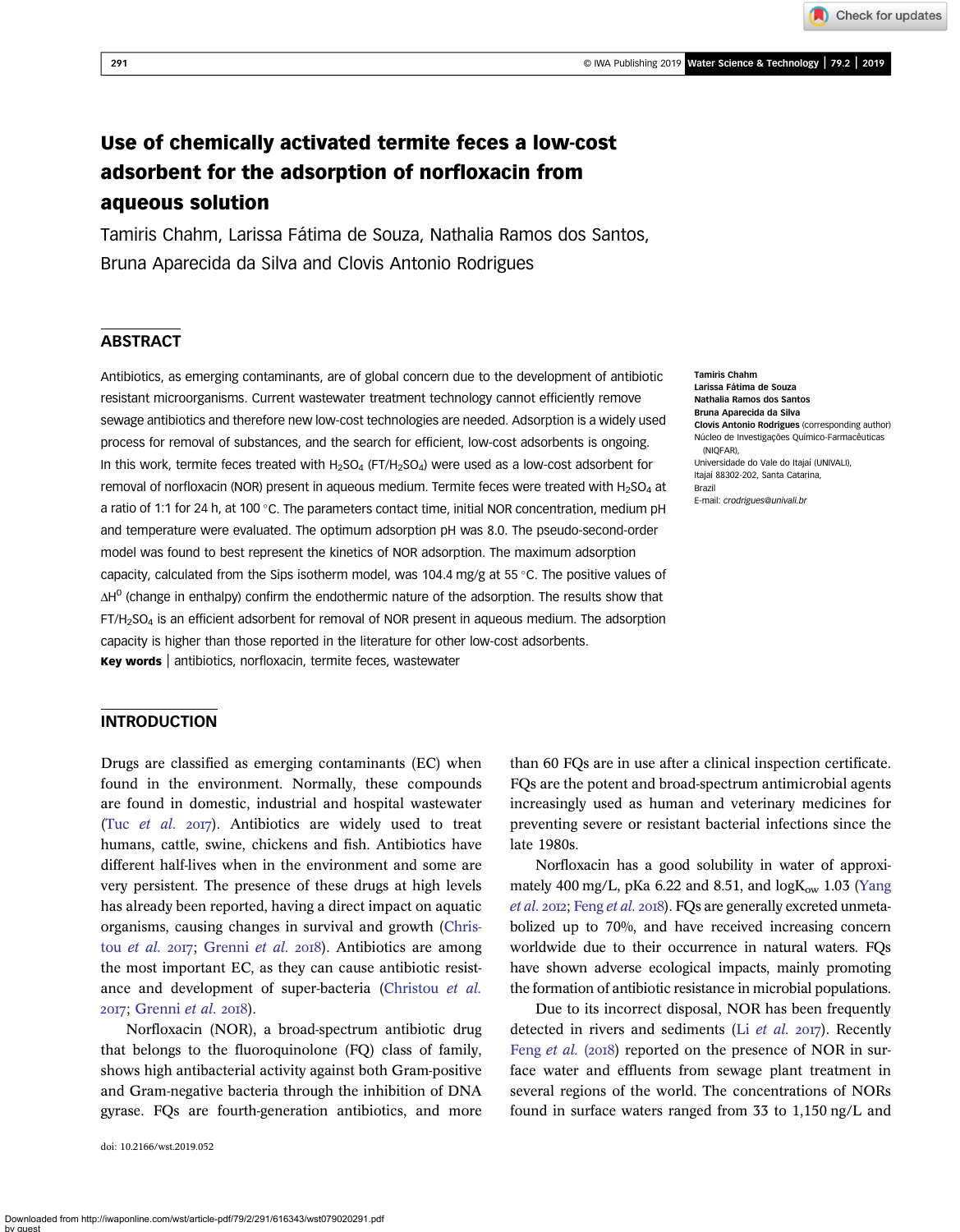# Use of chemically activated termite feces a low-cost adsorbent for the adsorption of norfloxacin from aqueous solution

Tamiris Chahm, Larissa Fátima de Souza, Nathalia Ramos dos Santos, Bruna Aparecida da Silva and Clovis Antonio Rodrigues

## ABSTRACT

Antibiotics, as emerging contaminants, are of global concern due to the development of antibiotic resistant microorganisms. Current wastewater treatment technology cannot efficiently remove sewage antibiotics and therefore new low-cost technologies are needed. Adsorption is a widely used process for removal of substances, and the search for efficient, low-cost adsorbents is ongoing. In this work, termite feces treated with $H_2SO_4$ (FT/$H_2SO_4$) were used as a low-cost adsorbent for removal of norfloxacin (NOR) present in aqueous medium. Termite feces were treated with $H_2SO_4$ at a ratio of 1:1 for 24 h, at 100 °C. The parameters contact time, initial NOR concentration, medium pH and temperature were evaluated. The optimum adsorption pH was 8.0. The pseudo-second-order model was found to best represent the kinetics of NOR adsorption. The maximum adsorption capacity, calculated from the Sips isotherm model, was 104.4 mg/g at 55 °C. The positive values of $\Delta H^0$ (change in enthalpy) confirm the endothermic nature of the adsorption. The results show that FT/$H_2SO_4$ is an efficient adsorbent for removal of NOR present in aqueous medium. The adsorption capacity is higher than those reported in the literature for other low-cost adsorbents.

**Key words** | antibiotics, norfloxacin, termite feces, wastewater

**Tamiris Chahm**
**Larissa Fátima de Souza**
**Nathalia Ramos dos Santos**
**Bruna Aparecida da Silva**
**Clovis Antonio Rodrigues** (corresponding author)
Núcleo de Investigações Químico-Farmacêuticas (NIQFAR),
Universidade do Vale do Itajaí (UNIVALI),
Itajaí 88302-202, Santa Catarina,
Brazil
E-mail: *crodrigues@univali.br*

## INTRODUCTION

Drugs are classified as emerging contaminants (EC) when found in the environment. Normally, these compounds are found in domestic, industrial and hospital wastewater (Tuc *et al.* 2017). Antibiotics are widely used to treat humans, cattle, swine, chickens and fish. Antibiotics have different half-lives when in the environment and some are very persistent. The presence of these drugs at high levels has already been reported, having a direct impact on aquatic organisms, causing changes in survival and growth (Christou *et al.* 2017; Grenni *et al.* 2018). Antibiotics are among the most important EC, as they can cause antibiotic resistance and development of super-bacteria (Christou *et al.* 2017; Grenni *et al.* 2018).

Norfloxacin (NOR), a broad-spectrum antibiotic drug that belongs to the fluoroquinolone (FQ) class of family, shows high antibacterial activity against both Gram-positive and Gram-negative bacteria through the inhibition of DNA gyrase. FQs are fourth-generation antibiotics, and more than 60 FQs are in use after a clinical inspection certificate. FQs are the potent and broad-spectrum antimicrobial agents increasingly used as human and veterinary medicines for preventing severe or resistant bacterial infections since the late 1980s.

Norfloxacin has a good solubility in water of approximately 400 mg/L, pKa 6.22 and 8.51, and log$K_{ow}$ 1.03 (Yang *et al.* 2012; Feng *et al.* 2018). FQs are generally excreted unmetabolized up to 70%, and have received increasing concern worldwide due to their occurrence in natural waters. FQs have shown adverse ecological impacts, mainly promoting the formation of antibiotic resistance in microbial populations.

Due to its incorrect disposal, NOR has been frequently detected in rivers and sediments (Li *et al.* 2017). Recently Feng *et al.* (2018) reported on the presence of NOR in surface water and effluents from sewage plant treatment in several regions of the world. The concentrations of NORs found in surface waters ranged from 33 to 1,150 ng/L and

doi: 10.2166/wst.2019.052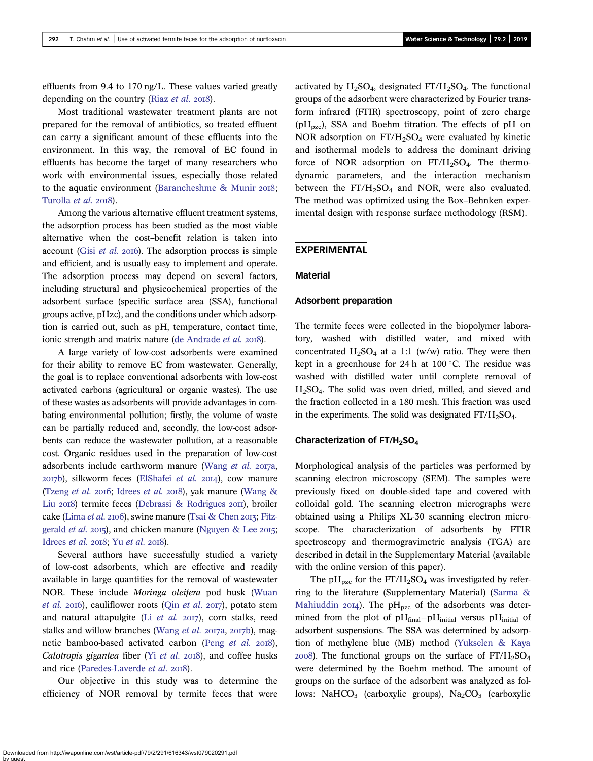effluents from 9.4 to 170 ng/L. These values varied greatly depending on the country (Riaz *et al.* 2018).

Most traditional wastewater treatment plants are not prepared for the removal of antibiotics, so treated effluent can carry a significant amount of these effluents into the environment. In this way, the removal of EC found in effluents has become the target of many researchers who work with environmental issues, especially those related to the aquatic environment (Barancheshme & Munir 2018; Turolla *et al.* 2018).

Among the various alternative effluent treatment systems, the adsorption process has been studied as the most viable alternative when the cost–benefit relation is taken into account (Gisi *et al.* 2016). The adsorption process is simple and efficient, and is usually easy to implement and operate. The adsorption process may depend on several factors, including structural and physicochemical properties of the adsorbent surface (specific surface area (SSA), functional groups active, pHzc), and the conditions under which adsorption is carried out, such as pH, temperature, contact time, ionic strength and matrix nature (de Andrade *et al.* 2018).

A large variety of low-cost adsorbents were examined for their ability to remove EC from wastewater. Generally, the goal is to replace conventional adsorbents with low-cost activated carbons (agricultural or organic wastes). The use of these wastes as adsorbents will provide advantages in combating environmental pollution; firstly, the volume of waste can be partially reduced and, secondly, the low-cost adsorbents can reduce the wastewater pollution, at a reasonable cost. Organic residues used in the preparation of low-cost adsorbents include earthworm manure (Wang *et al.* 2017a, 2017b), silkworm feces (ElShafei *et al.* 2014), cow manure (Tzeng *et al.* 2016; Idrees *et al.* 2018), yak manure (Wang & Liu 2018) termite feces (Debrassi & Rodrigues 2011), broiler cake (Lima *et al.* 2106), swine manure (Tsai & Chen 2013; Fitzgerald *et al.* 2015), and chicken manure (Nguyen & Lee 2015; Idrees *et al.* 2018; Yu *et al.* 2018).

Several authors have successfully studied a variety of low-cost adsorbents, which are effective and readily available in large quantities for the removal of wastewater NOR. These include *Moringa oleifera* pod husk (Wuan *et al.* 2016), cauliflower roots (Qin *et al.* 2017), potato stem and natural attapulgite (Li *et al.* 2017), corn stalks, reed stalks and willow branches (Wang *et al.* 2017a, 2017b), magnetic bamboo-based activated carbon (Peng *et al.* 2018), *Calotropis gigantea* fiber (Yi *et al.* 2018), and coffee husks and rice (Paredes-Laverde *et al.* 2018).

Our objective in this study was to determine the efficiency of NOR removal by termite feces that were activated by $H_2SO_4$, designated FT/$H_2SO_4$. The functional groups of the adsorbent were characterized by Fourier transform infrared (FTIR) spectroscopy, point of zero charge ($pH_{pzc}$), SSA and Boehm titration. The effects of pH on NOR adsorption on FT/$H_2SO_4$ were evaluated by kinetic and isothermal models to address the dominant driving force of NOR adsorption on FT/$H_2SO_4$. The thermodynamic parameters, and the interaction mechanism between the FT/$H_2SO_4$ and NOR, were also evaluated. The method was optimized using the Box–Behnken experimental design with response surface methodology (RSM).

## EXPERIMENTAL

### Material

### Adsorbent preparation

The termite feces were collected in the biopolymer laboratory, washed with distilled water, and mixed with concentrated $H_2SO_4$ at a 1:1 (w/w) ratio. They were then kept in a greenhouse for 24 h at 100 °C. The residue was washed with distilled water until complete removal of $H_2SO_4$. The solid was oven dried, milled, and sieved and the fraction collected in a 180 mesh. This fraction was used in the experiments. The solid was designated FT/$H_2SO_4$.

### Characterization of FT/$H_2SO_4$

Morphological analysis of the particles was performed by scanning electron microscopy (SEM). The samples were previously fixed on double-sided tape and covered with colloidal gold. The scanning electron micrographs were obtained using a Philips XL-30 scanning electron microscope. The characterization of adsorbents by FTIR spectroscopy and thermogravimetric analysis (TGA) are described in detail in the Supplementary Material (available with the online version of this paper).

The $pH_{pzc}$ for the FT/$H_2SO_4$ was investigated by referring to the literature (Supplementary Material) (Sarma & Mahiuddin 2014). The $pH_{pzc}$ of the adsorbents was determined from the plot of $pH_{final} - pH_{initial}$ versus $pH_{initial}$ of adsorbent suspensions. The SSA was determined by adsorption of methylene blue (MB) method (Yukselen & Kaya 2008). The functional groups on the surface of FT/$H_2SO_4$ were determined by the Boehm method. The amount of groups on the surface of the adsorbent was analyzed as follows: $NaHCO_3$ (carboxylic groups), $Na_2CO_3$ (carboxylic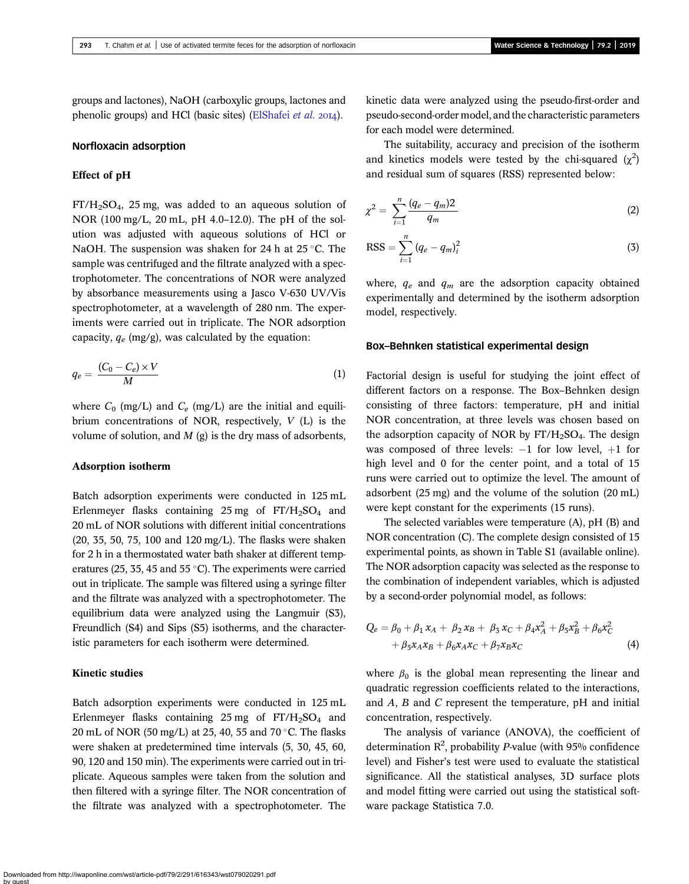groups and lactones), NaOH (carboxylic groups, lactones and phenolic groups) and HCl (basic sites) (ElShafei *et al.* 2014).

### Norfloxacin adsorption

#### Effect of pH

$FT/H_2SO_4$, 25 mg, was added to an aqueous solution of NOR (100 mg/L, 20 mL, pH 4.0–12.0). The pH of the solution was adjusted with aqueous solutions of HCl or NaOH. The suspension was shaken for 24 h at 25 °C. The sample was centrifuged and the filtrate analyzed with a spectrophotometer. The concentrations of NOR were analyzed by absorbance measurements using a Jasco V-630 UV/Vis spectrophotometer, at a wavelength of 280 nm. The experiments were carried out in triplicate. The NOR adsorption capacity, $q_e$ (mg/g), was calculated by the equation:

$$q_e = \frac{(C_0 - C_e) \times V}{M} \tag{1}$$

where $C_0$ (mg/L) and $C_e$ (mg/L) are the initial and equilibrium concentrations of NOR, respectively, $V$ (L) is the volume of solution, and $M$ (g) is the dry mass of adsorbents,

#### Adsorption isotherm

Batch adsorption experiments were conducted in 125 mL Erlenmeyer flasks containing 25 mg of $FT/H_2SO_4$ and 20 mL of NOR solutions with different initial concentrations (20, 35, 50, 75, 100 and 120 mg/L). The flasks were shaken for 2 h in a thermostated water bath shaker at different temperatures (25, 35, 45 and 55 °C). The experiments were carried out in triplicate. The sample was filtered using a syringe filter and the filtrate was analyzed with a spectrophotometer. The equilibrium data were analyzed using the Langmuir (S3), Freundlich (S4) and Sips (S5) isotherms, and the characteristic parameters for each isotherm were determined.

#### Kinetic studies

Batch adsorption experiments were conducted in 125 mL Erlenmeyer flasks containing 25 mg of $FT/H_2SO_4$ and 20 mL of NOR (50 mg/L) at 25, 40, 55 and 70 °C. The flasks were shaken at predetermined time intervals (5, 30, 45, 60, 90, 120 and 150 min). The experiments were carried out in triplicate. Aqueous samples were taken from the solution and then filtered with a syringe filter. The NOR concentration of the filtrate was analyzed with a spectrophotometer. The kinetic data were analyzed using the pseudo-first-order and pseudo-second-order model, and the characteristic parameters for each model were determined.

The suitability, accuracy and precision of the isotherm and kinetics models were tested by the chi-squared ($\chi^2$) and residual sum of squares (RSS) represented below:

$$\chi^2 = \sum_{i=1}^{n} \frac{(q_e - q_m)2}{q_m} \tag{2}$$

$$\text{RSS} = \sum_{i=1}^{n} (q_e - q_m)_i^2 \tag{3}$$

where, $q_e$ and $q_m$ are the adsorption capacity obtained experimentally and determined by the isotherm adsorption model, respectively.

### Box–Behnken statistical experimental design

Factorial design is useful for studying the joint effect of different factors on a response. The Box–Behnken design consisting of three factors: temperature, pH and initial NOR concentration, at three levels was chosen based on the adsorption capacity of NOR by $FT/H_2SO_4$. The design was composed of three levels: −1 for low level, +1 for high level and 0 for the center point, and a total of 15 runs were carried out to optimize the level. The amount of adsorbent (25 mg) and the volume of the solution (20 mL) were kept constant for the experiments (15 runs).

The selected variables were temperature (A), pH (B) and NOR concentration (C). The complete design consisted of 15 experimental points, as shown in Table S1 (available online). The NOR adsorption capacity was selected as the response to the combination of independent variables, which is adjusted by a second-order polynomial model, as follows:

$$Q_e = \beta_0 + \beta_1 x_A + \beta_2 x_B + \beta_3 x_C + \beta_4 x_A^2 + \beta_5 x_B^2 + \beta_6 x_C^2 + \beta_5 x_A x_B + \beta_6 x_A x_C + \beta_7 x_B x_C \tag{4}$$

where $\beta_0$ is the global mean representing the linear and quadratic regression coefficients related to the interactions, and $A$, $B$ and $C$ represent the temperature, pH and initial concentration, respectively.

The analysis of variance (ANOVA), the coefficient of determination $R^2$, probability $P$-value (with 95% confidence level) and Fisher's test were used to evaluate the statistical significance. All the statistical analyses, 3D surface plots and model fitting were carried out using the statistical software package Statistica 7.0.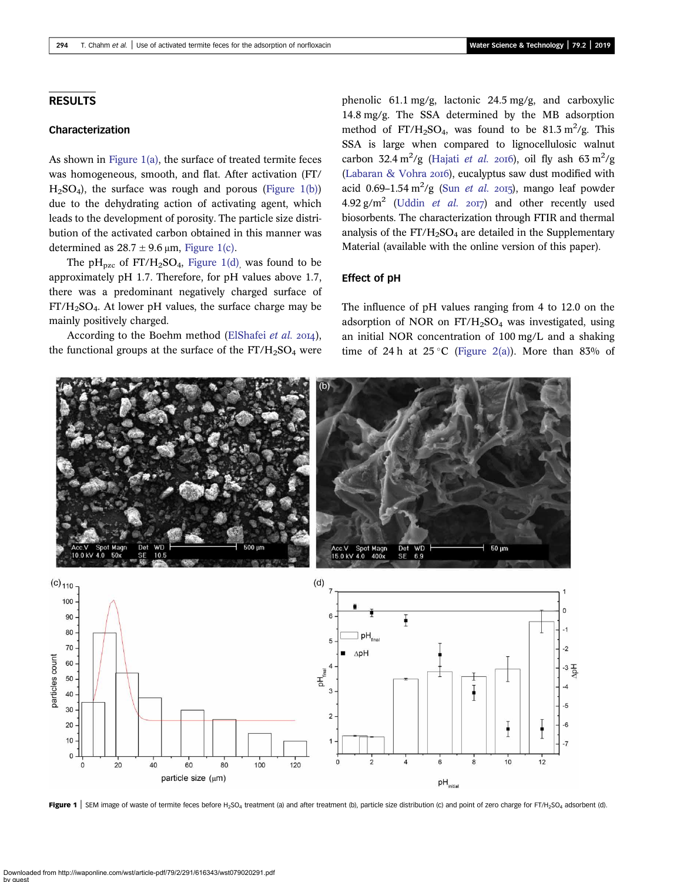## RESULTS

### Characterization

As shown in Figure 1(a), the surface of treated termite feces was homogeneous, smooth, and flat. After activation (FT/$H_2SO_4$), the surface was rough and porous (Figure 1(b)) due to the dehydrating action of activating agent, which leads to the development of porosity. The particle size distribution of the activated carbon obtained in this manner was determined as 28.7 ± 9.6 μm, Figure 1(c).

The $pH_{pzc}$ of FT/$H_2SO_4$, Figure 1(d), was found to be approximately pH 1.7. Therefore, for pH values above 1.7, there was a predominant negatively charged surface of FT/$H_2SO_4$. At lower pH values, the surface charge may be mainly positively charged.

According to the Boehm method (ElShafei *et al.* 2014), the functional groups at the surface of the FT/$H_2SO_4$ were phenolic 61.1 mg/g, lactonic 24.5 mg/g, and carboxylic 14.8 mg/g. The SSA determined by the MB adsorption method of FT/$H_2SO_4$, was found to be 81.3 $m^2$/g. This SSA is large when compared to lignocellulosic walnut carbon 32.4 $m^2$/g (Hajati *et al.* 2016), oil fly ash 63 $m^2$/g (Labaran & Vohra 2016), eucalyptus saw dust modified with acid 0.69–1.54 $m^2$/g (Sun *et al.* 2015), mango leaf powder 4.92 g/$m^2$ (Uddin *et al.* 2017) and other recently used biosorbents. The characterization through FTIR and thermal analysis of the FT/$H_2SO_4$ are detailed in the Supplementary Material (available with the online version of this paper).

### Effect of pH

The influence of pH values ranging from 4 to 12.0 on the adsorption of NOR on FT/$H_2SO_4$ was investigated, using an initial NOR concentration of 100 mg/L and a shaking time of 24 h at 25 °C (Figure 2(a)). More than 83% of

**Figure 1** | SEM image of waste of termite feces before $H_2SO_4$ treatment (a) and after treatment (b), particle size distribution (c) and point of zero charge for FT/$H_2SO_4$ adsorbent (d).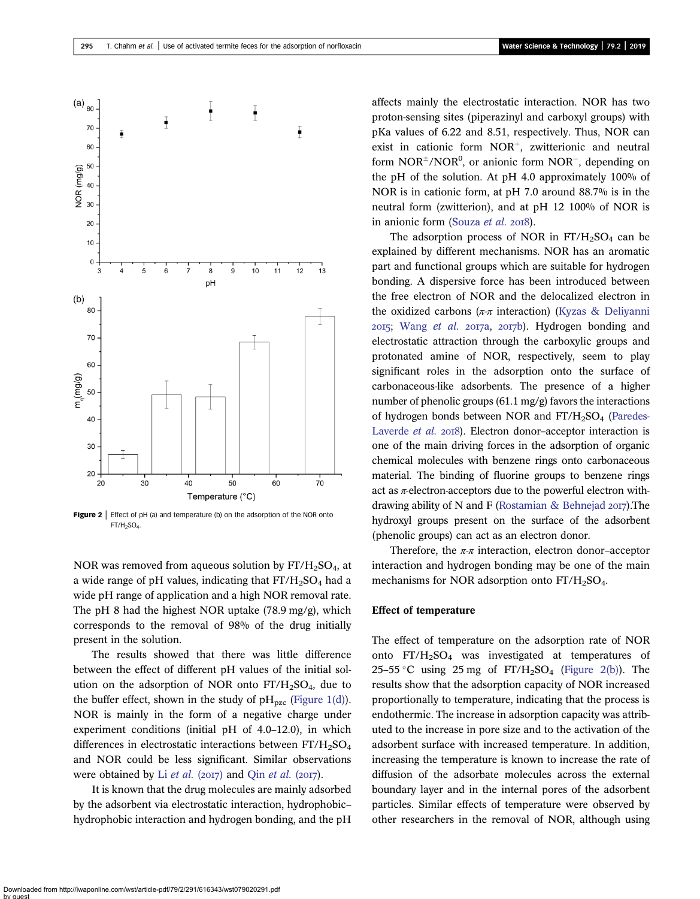Figure 2 | Effect of pH (a) and temperature (b) on the adsorption of the NOR onto $FT/H_2SO_4$.

NOR was removed from aqueous solution by $FT/H_2SO_4$, at a wide range of pH values, indicating that $FT/H_2SO_4$ had a wide pH range of application and a high NOR removal rate. The pH 8 had the highest NOR uptake (78.9 mg/g), which corresponds to the removal of 98% of the drug initially present in the solution.

The results showed that there was little difference between the effect of different pH values of the initial solution on the adsorption of NOR onto $FT/H_2SO_4$, due to the buffer effect, shown in the study of $pH_{pzc}$ (Figure 1(d)). NOR is mainly in the form of a negative charge under experiment conditions (initial pH of 4.0–12.0), in which differences in electrostatic interactions between $FT/H_2SO_4$ and NOR could be less significant. Similar observations were obtained by Li *et al.* (2017) and Qin *et al.* (2017).

It is known that the drug molecules are mainly adsorbed by the adsorbent via electrostatic interaction, hydrophobic–hydrophobic interaction and hydrogen bonding, and the pH affects mainly the electrostatic interaction. NOR has two proton-sensing sites (piperazinyl and carboxyl groups) with pKa values of 6.22 and 8.51, respectively. Thus, NOR can exist in cationic form $NOR^+$, zwitterionic and neutral form $NOR^{\pm}/NOR^0$, or anionic form $NOR^-$, depending on the pH of the solution. At pH 4.0 approximately 100% of NOR is in cationic form, at pH 7.0 around 88.7% is in the neutral form (zwitterion), and at pH 12 100% of NOR is in anionic form (Souza *et al.* 2018).

The adsorption process of NOR in $FT/H_2SO_4$ can be explained by different mechanisms. NOR has an aromatic part and functional groups which are suitable for hydrogen bonding. A dispersive force has been introduced between the free electron of NOR and the delocalized electron in the oxidized carbons ($\pi$-$\pi$ interaction) (Kyzas & Deliyanni 2015; Wang *et al.* 2017a, 2017b). Hydrogen bonding and electrostatic attraction through the carboxylic groups and protonated amine of NOR, respectively, seem to play significant roles in the adsorption onto the surface of carbonaceous-like adsorbents. The presence of a higher number of phenolic groups (61.1 mg/g) favors the interactions of hydrogen bonds between NOR and $FT/H_2SO_4$ (Paredes-Laverde *et al.* 2018). Electron donor–acceptor interaction is one of the main driving forces in the adsorption of organic chemical molecules with benzene rings onto carbonaceous material. The binding of fluorine groups to benzene rings act as $\pi$-electron-acceptors due to the powerful electron withdrawing ability of N and F (Rostamian & Behnejad 2017).The hydroxyl groups present on the surface of the adsorbent (phenolic groups) can act as an electron donor.

Therefore, the $\pi$-$\pi$ interaction, electron donor–acceptor interaction and hydrogen bonding may be one of the main mechanisms for NOR adsorption onto $FT/H_2SO_4$.

### Effect of temperature

The effect of temperature on the adsorption rate of NOR onto $FT/H_2SO_4$ was investigated at temperatures of 25–55 °C using 25 mg of $FT/H_2SO_4$ (Figure 2(b)). The results show that the adsorption capacity of NOR increased proportionally to temperature, indicating that the process is endothermic. The increase in adsorption capacity was attributed to the increase in pore size and to the activation of the adsorbent surface with increased temperature. In addition, increasing the temperature is known to increase the rate of diffusion of the adsorbate molecules across the external boundary layer and in the internal pores of the adsorbent particles. Similar effects of temperature were observed by other researchers in the removal of NOR, although using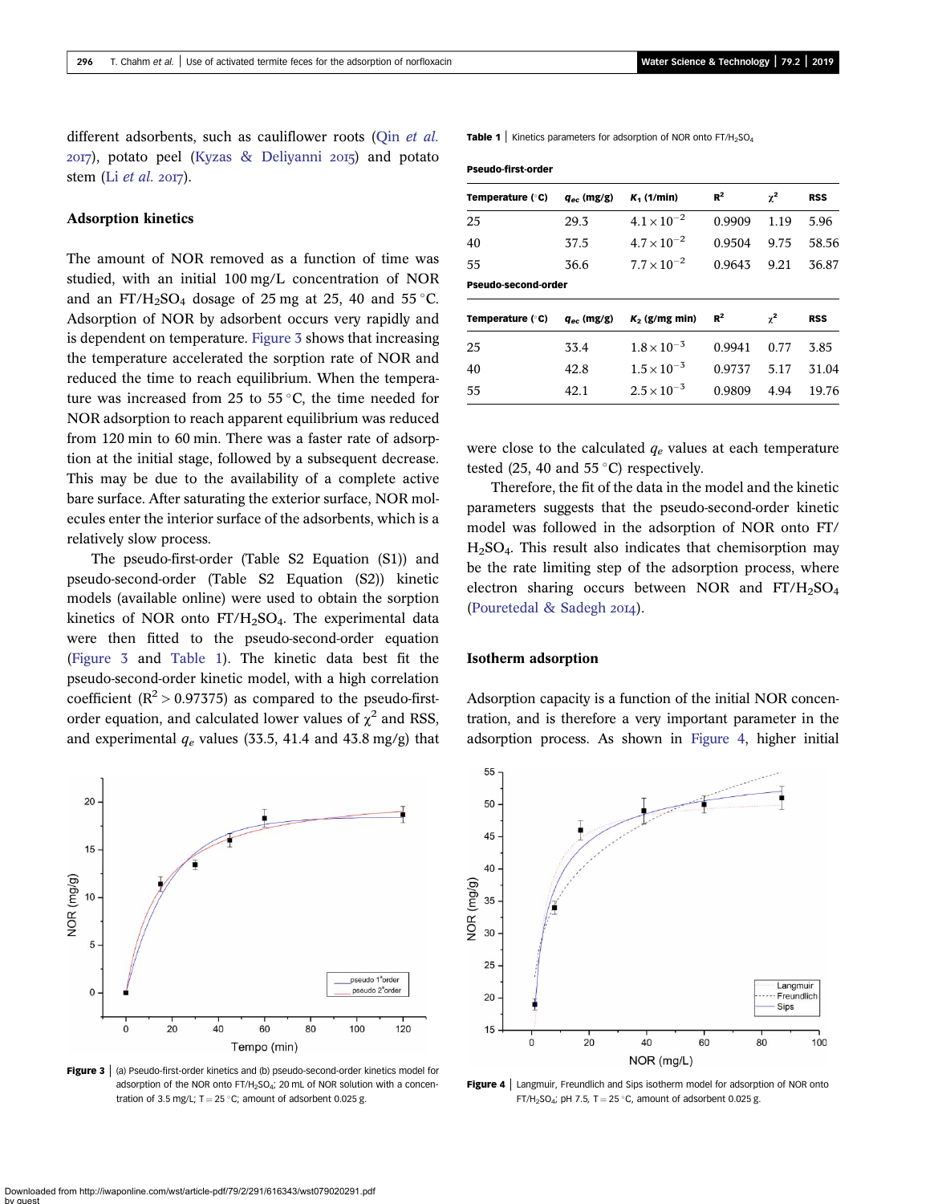different adsorbents, such as cauliflower roots (Qin *et al.* 2017), potato peel (Kyzas & Deliyanni 2015) and potato stem (Li *et al.* 2017).

### Adsorption kinetics

The amount of NOR removed as a function of time was studied, with an initial 100 mg/L concentration of NOR and an $FT/H_2SO_4$ dosage of 25 mg at 25, 40 and 55 °C. Adsorption of NOR by adsorbent occurs very rapidly and is dependent on temperature. Figure 3 shows that increasing the temperature accelerated the sorption rate of NOR and reduced the time to reach equilibrium. When the temperature was increased from 25 to 55 °C, the time needed for NOR adsorption to reach apparent equilibrium was reduced from 120 min to 60 min. There was a faster rate of adsorption at the initial stage, followed by a subsequent decrease. This may be due to the availability of a complete active bare surface. After saturating the exterior surface, NOR molecules enter the interior surface of the adsorbents, which is a relatively slow process.

The pseudo-first-order (Table S2 Equation (S1)) and pseudo-second-order (Table S2 Equation (S2)) kinetic models (available online) were used to obtain the sorption kinetics of NOR onto $FT/H_2SO_4$. The experimental data were then fitted to the pseudo-second-order equation (Figure 3 and Table 1). The kinetic data best fit the pseudo-second-order kinetic model, with a high correlation coefficient ($R^2 > 0.97375$) as compared to the pseudo-first-order equation, and calculated lower values of $\chi^2$ and RSS, and experimental $q_e$ values (33.5, 41.4 and 43.8 mg/g) that were close to the calculated $q_e$ values at each temperature tested (25, 40 and 55 °C) respectively.

Therefore, the fit of the data in the model and the kinetic parameters suggests that the pseudo-second-order kinetic model was followed in the adsorption of NOR onto $FT/H_2SO_4$. This result also indicates that chemisorption may be the rate limiting step of the adsorption process, where electron sharing occurs between NOR and $FT/H_2SO_4$ (Pouretedal & Sadegh 2014).

**Table 1** | Kinetics parameters for adsorption of NOR onto $FT/H_2SO_4$

**Pseudo-first-order**

| Temperature (°C) | $q_{ec}$ (mg/g) | $K_1$ (1/min) | $R^2$ | $\chi^2$ | RSS |
|---|---|---|---|---|---|
| 25 | 29.3 | $4.1\times10^{-2}$ | 0.9909 | 1.19 | 5.96 |
| 40 | 37.5 | $4.7\times10^{-2}$ | 0.9504 | 9.75 | 58.56 |
| 55 | 36.6 | $7.7\times10^{-2}$ | 0.9643 | 9.21 | 36.87 |

**Pseudo-second-order**

| Temperature (°C) | $q_{ec}$ (mg/g) | $K_2$ (g/mg min) | $R^2$ | $\chi^2$ | RSS |
|---|---|---|---|---|---|
| 25 | 33.4 | $1.8\times10^{-3}$ | 0.9941 | 0.77 | 3.85 |
| 40 | 42.8 | $1.5\times10^{-3}$ | 0.9737 | 5.17 | 31.04 |
| 55 | 42.1 | $2.5\times10^{-3}$ | 0.9809 | 4.94 | 19.76 |

### Isotherm adsorption

Adsorption capacity is a function of the initial NOR concentration, and is therefore a very important parameter in the adsorption process. As shown in Figure 4, higher initial

**Figure 3** | (a) Pseudo-first-order kinetics and (b) pseudo-second-order kinetics model for adsorption of the NOR onto $FT/H_2SO_4$; 20 mL of NOR solution with a concentration of 3.5 mg/L; T = 25 °C; amount of adsorbent 0.025 g.

**Figure 4** | Langmuir, Freundlich and Sips isotherm model for adsorption of NOR onto $FT/H_2SO_4$; pH 7.5, T = 25 °C, amount of adsorbent 0.025 g.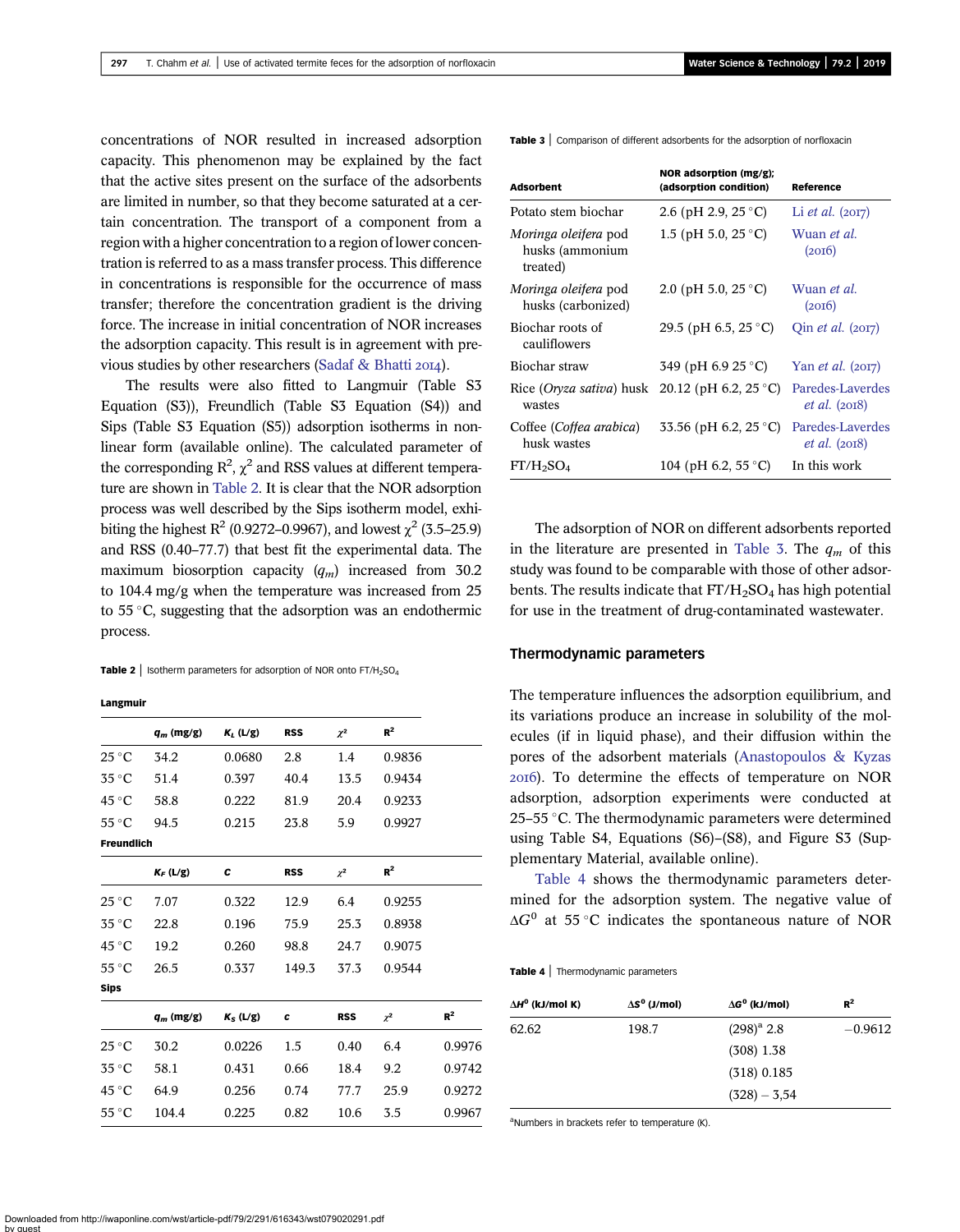concentrations of NOR resulted in increased adsorption capacity. This phenomenon may be explained by the fact that the active sites present on the surface of the adsorbents are limited in number, so that they become saturated at a certain concentration. The transport of a component from a region with a higher concentration to a region of lower concentration is referred to as a mass transfer process. This difference in concentrations is responsible for the occurrence of mass transfer; therefore the concentration gradient is the driving force. The increase in initial concentration of NOR increases the adsorption capacity. This result is in agreement with previous studies by other researchers (Sadaf & Bhatti 2014).

The results were also fitted to Langmuir (Table S3 Equation (S3)), Freundlich (Table S3 Equation (S4)) and Sips (Table S3 Equation (S5)) adsorption isotherms in non-linear form (available online). The calculated parameter of the corresponding $R^2$, $\chi^2$ and RSS values at different temperature are shown in Table 2. It is clear that the NOR adsorption process was well described by the Sips isotherm model, exhibiting the highest $R^2$ (0.9272–0.9967), and lowest $\chi^2$ (3.5–25.9) and RSS (0.40–77.7) that best fit the experimental data. The maximum biosorption capacity ($q_m$) increased from 30.2 to 104.4 mg/g when the temperature was increased from 25 to 55 °C, suggesting that the adsorption was an endothermic process.

**Table 2** | Isotherm parameters for adsorption of NOR onto FT/$H_2SO_4$

**Langmuir**

| | $q_m$ (mg/g) | $K_L$ (L/g) | RSS | $\chi^2$ | $R^2$ |
|---|---|---|---|---|---|
| 25 °C | 34.2 | 0.0680 | 2.8 | 1.4 | 0.9836 |
| 35 °C | 51.4 | 0.397 | 40.4 | 13.5 | 0.9434 |
| 45 °C | 58.8 | 0.222 | 81.9 | 20.4 | 0.9233 |
| 55 °C | 94.5 | 0.215 | 23.8 | 5.9 | 0.9927 |

**Freundlich**

| | $K_F$ (L/g) | c | RSS | $\chi^2$ | $R^2$ |
|---|---|---|---|---|---|
| 25 °C | 7.07 | 0.322 | 12.9 | 6.4 | 0.9255 |
| 35 °C | 22.8 | 0.196 | 75.9 | 25.3 | 0.8938 |
| 45 °C | 19.2 | 0.260 | 98.8 | 24.7 | 0.9075 |
| 55 °C | 26.5 | 0.337 | 149.3 | 37.3 | 0.9544 |

**Sips**

| | $q_m$ (mg/g) | $K_S$ (L/g) | c | RSS | $\chi^2$ | $R^2$ |
|---|---|---|---|---|---|---|
| 25 °C | 30.2 | 0.0226 | 1.5 | 0.40 | 6.4 | 0.9976 |
| 35 °C | 58.1 | 0.431 | 0.66 | 18.4 | 9.2 | 0.9742 |
| 45 °C | 64.9 | 0.256 | 0.74 | 77.7 | 25.9 | 0.9272 |
| 55 °C | 104.4 | 0.225 | 0.82 | 10.6 | 3.5 | 0.9967 |

**Table 3** | Comparison of different adsorbents for the adsorption of norfloxacin

| Adsorbent | NOR adsorption (mg/g); (adsorption condition) | Reference |
|---|---|---|
| Potato stem biochar | 2.6 (pH 2.9, 25 °C) | Li *et al.* (2017) |
| *Moringa oleifera* pod husks (ammonium treated) | 1.5 (pH 5.0, 25 °C) | Wuan *et al.* (2016) |
| *Moringa oleifera* pod husks (carbonized) | 2.0 (pH 5.0, 25 °C) | Wuan *et al.* (2016) |
| Biochar roots of cauliflowers | 29.5 (pH 6.5, 25 °C) | Qin *et al.* (2017) |
| Biochar straw | 349 (pH 6.9 25 °C) | Yan *et al.* (2017) |
| Rice (*Oryza sativa*) husk wastes | 20.12 (pH 6.2, 25 °C) | Paredes-Laverdes *et al.* (2018) |
| Coffee (*Coffea arabica*) husk wastes | 33.56 (pH 6.2, 25 °C) | Paredes-Laverdes *et al.* (2018) |
| FT/$H_2SO_4$ | 104 (pH 6.2, 55 °C) | In this work |

The adsorption of NOR on different adsorbents reported in the literature are presented in Table 3. The $q_m$ of this study was found to be comparable with those of other adsorbents. The results indicate that FT/$H_2SO_4$ has high potential for use in the treatment of drug-contaminated wastewater.

## Thermodynamic parameters

The temperature influences the adsorption equilibrium, and its variations produce an increase in solubility of the molecules (if in liquid phase), and their diffusion within the pores of the adsorbent materials (Anastopoulos & Kyzas 2016). To determine the effects of temperature on NOR adsorption, adsorption experiments were conducted at 25–55 °C. The thermodynamic parameters were determined using Table S4, Equations (S6)–(S8), and Figure S3 (Supplementary Material, available online).

Table 4 shows the thermodynamic parameters determined for the adsorption system. The negative value of $\Delta G^0$ at 55 °C indicates the spontaneous nature of NOR

**Table 4** | Thermodynamic parameters

| $\Delta H^0$ (kJ/mol K) | $\Delta S^0$ (J/mol) | $\Delta G^0$ (kJ/mol) | $R^2$ |
|---|---|---|---|
| 62.62 | 198.7 | (298)[a] 2.8 | −0.9612 |
| | | (308) 1.38 | |
| | | (318) 0.185 | |
| | | (328) − 3,54 | |

[a]Numbers in brackets refer to temperature (K).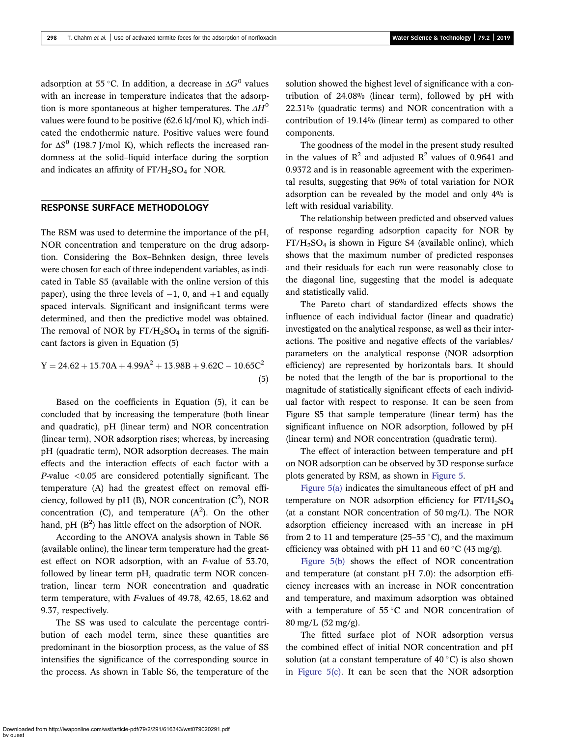adsorption at 55 °C. In addition, a decrease in $\Delta G^0$ values with an increase in temperature indicates that the adsorption is more spontaneous at higher temperatures. The $\Delta H^0$ values were found to be positive (62.6 kJ/mol K), which indicated the endothermic nature. Positive values were found for $\Delta S^0$ (198.7 J/mol K), which reflects the increased randomness at the solid–liquid interface during the sorption and indicates an affinity of $FT/H_2SO_4$ for NOR.

## RESPONSE SURFACE METHODOLOGY

The RSM was used to determine the importance of the pH, NOR concentration and temperature on the drug adsorption. Considering the Box–Behnken design, three levels were chosen for each of three independent variables, as indicated in Table S5 (available with the online version of this paper), using the three levels of −1, 0, and +1 and equally spaced intervals. Significant and insignificant terms were determined, and then the predictive model was obtained. The removal of NOR by $FT/H_2SO_4$ in terms of the significant factors is given in Equation (5)

$$Y = 24.62 + 15.70A + 4.99A^2 + 13.98B + 9.62C - 10.65C^2 \tag{5}$$

Based on the coefficients in Equation (5), it can be concluded that by increasing the temperature (both linear and quadratic), pH (linear term) and NOR concentration (linear term), NOR adsorption rises; whereas, by increasing pH (quadratic term), NOR adsorption decreases. The main effects and the interaction effects of each factor with a $P$-value $<0.05$ are considered potentially significant. The temperature (A) had the greatest effect on removal efficiency, followed by pH (B), NOR concentration ($C^2$), NOR concentration (C), and temperature ($A^2$). On the other hand, pH ($B^2$) has little effect on the adsorption of NOR.

According to the ANOVA analysis shown in Table S6 (available online), the linear term temperature had the greatest effect on NOR adsorption, with an $F$-value of 53.70, followed by linear term pH, quadratic term NOR concentration, linear term NOR concentration and quadratic term temperature, with $F$-values of 49.78, 42.65, 18.62 and 9.37, respectively.

The SS was used to calculate the percentage contribution of each model term, since these quantities are predominant in the biosorption process, as the value of SS intensifies the significance of the corresponding source in the process. As shown in Table S6, the temperature of the solution showed the highest level of significance with a contribution of 24.08% (linear term), followed by pH with 22.31% (quadratic terms) and NOR concentration with a contribution of 19.14% (linear term) as compared to other components.

The goodness of the model in the present study resulted in the values of $R^2$ and adjusted $R^2$ values of 0.9641 and 0.9372 and is in reasonable agreement with the experimental results, suggesting that 96% of total variation for NOR adsorption can be revealed by the model and only 4% is left with residual variability.

The relationship between predicted and observed values of response regarding adsorption capacity for NOR by $FT/H_2SO_4$ is shown in Figure S4 (available online), which shows that the maximum number of predicted responses and their residuals for each run were reasonably close to the diagonal line, suggesting that the model is adequate and statistically valid.

The Pareto chart of standardized effects shows the influence of each individual factor (linear and quadratic) investigated on the analytical response, as well as their interactions. The positive and negative effects of the variables/parameters on the analytical response (NOR adsorption efficiency) are represented by horizontals bars. It should be noted that the length of the bar is proportional to the magnitude of statistically significant effects of each individual factor with respect to response. It can be seen from Figure S5 that sample temperature (linear term) has the significant influence on NOR adsorption, followed by pH (linear term) and NOR concentration (quadratic term).

The effect of interaction between temperature and pH on NOR adsorption can be observed by 3D response surface plots generated by RSM, as shown in Figure 5.

Figure 5(a) indicates the simultaneous effect of pH and temperature on NOR adsorption efficiency for $FT/H_2SO_4$ (at a constant NOR concentration of 50 mg/L). The NOR adsorption efficiency increased with an increase in pH from 2 to 11 and temperature (25–55 °C), and the maximum efficiency was obtained with pH 11 and 60 °C (43 mg/g).

Figure 5(b) shows the effect of NOR concentration and temperature (at constant pH 7.0): the adsorption efficiency increases with an increase in NOR concentration and temperature, and maximum adsorption was obtained with a temperature of 55 °C and NOR concentration of 80 mg/L (52 mg/g).

The fitted surface plot of NOR adsorption versus the combined effect of initial NOR concentration and pH solution (at a constant temperature of 40 °C) is also shown in Figure 5(c). It can be seen that the NOR adsorption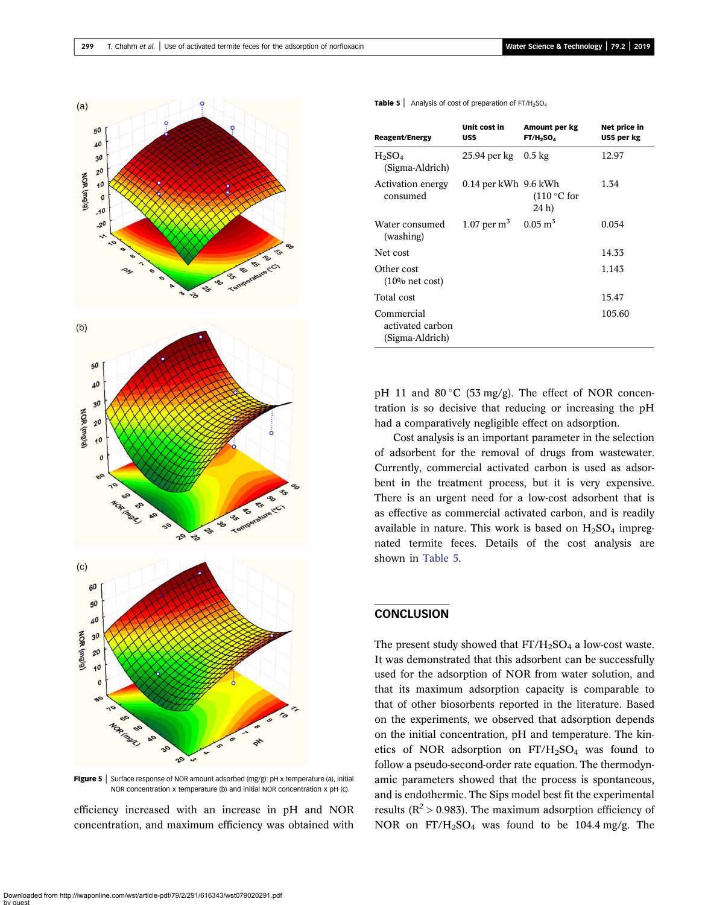Figure 5 | Surface response of NOR amount adsorbed (mg/g): pH x temperature (a), initial NOR concentration x temperature (b) and initial NOR concentration x pH (c).

efficiency increased with an increase in pH and NOR concentration, and maximum efficiency was obtained with pH 11 and 80 °C (53 mg/g). The effect of NOR concentration is so decisive that reducing or increasing the pH had a comparatively negligible effect on adsorption.

Cost analysis is an important parameter in the selection of adsorbent for the removal of drugs from wastewater. Currently, commercial activated carbon is used as adsorbent in the treatment process, but it is very expensive. There is an urgent need for a low-cost adsorbent that is as effective as commercial activated carbon, and is readily available in nature. This work is based on $H_2SO_4$ impregnated termite feces. Details of the cost analysis are shown in Table 5.

Table 5 | Analysis of cost of preparation of FT/$H_2SO_4$

| Reagent/Energy | Unit cost in US$ | Amount per kg FT/$H_2SO_4$ | Net price in US$ per kg |
|---|---|---|---|
| $H_2SO_4$ (Sigma-Aldrich) | 25.94 per kg | 0.5 kg | 12.97 |
| Activation energy consumed | 0.14 per kWh | 9.6 kWh (110 °C for 24 h) | 1.34 |
| Water consumed (washing) | 1.07 per $m^3$ | 0.05 $m^3$ | 0.054 |
| Net cost | | | 14.33 |
| Other cost (10% net cost) | | | 1.143 |
| Total cost | | | 15.47 |
| Commercial activated carbon (Sigma-Aldrich) | | | 105.60 |

## CONCLUSION

The present study showed that FT/$H_2SO_4$ a low-cost waste. It was demonstrated that this adsorbent can be successfully used for the adsorption of NOR from water solution, and that its maximum adsorption capacity is comparable to that of other biosorbents reported in the literature. Based on the experiments, we observed that adsorption depends on the initial concentration, pH and temperature. The kinetics of NOR adsorption on FT/$H_2SO_4$ was found to follow a pseudo-second-order rate equation. The thermodynamic parameters showed that the process is spontaneous, and is endothermic. The Sips model best fit the experimental results ($R^2 > 0.983$). The maximum adsorption efficiency of NOR on FT/$H_2SO_4$ was found to be 104.4 mg/g. The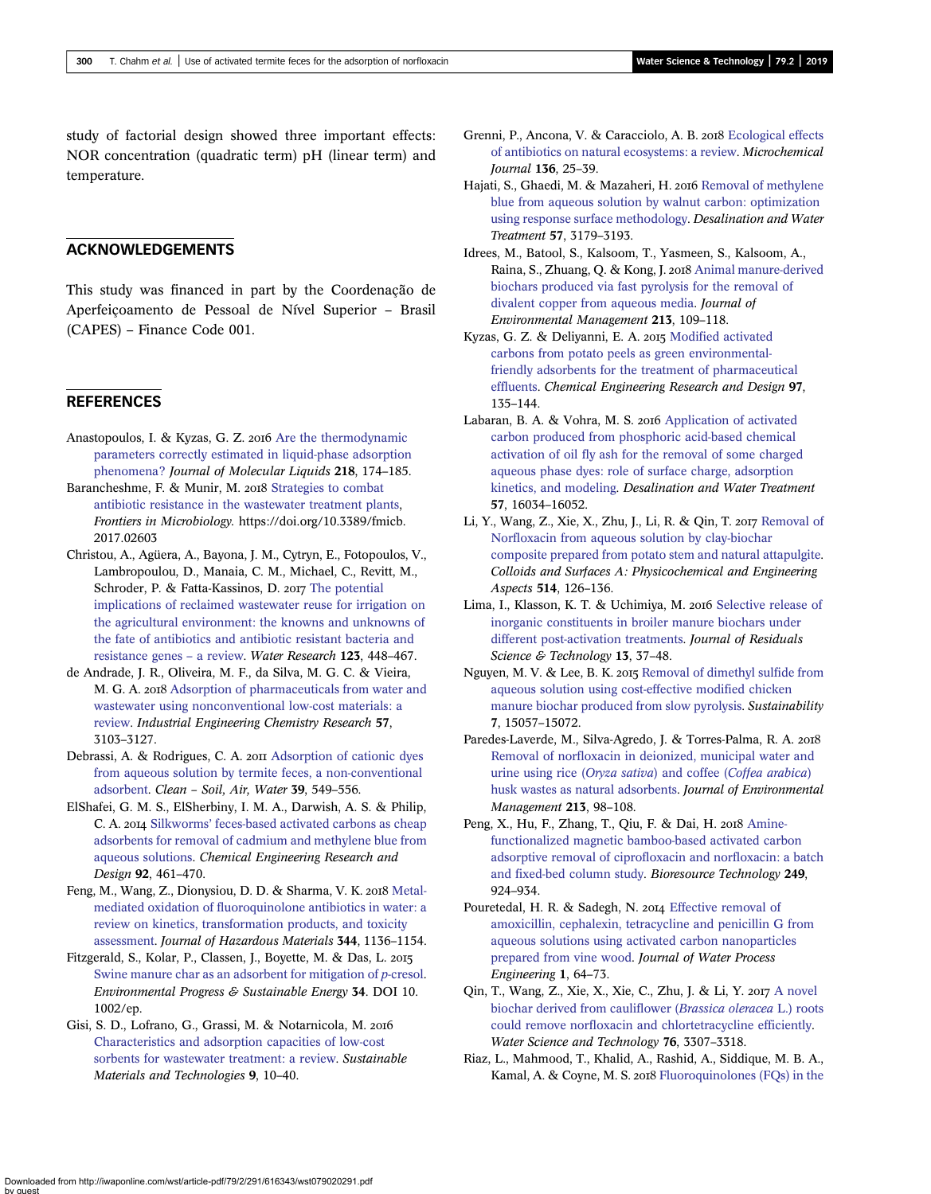study of factorial design showed three important effects: NOR concentration (quadratic term) pH (linear term) and temperature.

## ACKNOWLEDGEMENTS

This study was financed in part by the Coordenação de Aperfeiçoamento de Pessoal de Nível Superior – Brasil (CAPES) – Finance Code 001.

## REFERENCES

Anastopoulos, I. & Kyzas, G. Z. 2016 Are the thermodynamic parameters correctly estimated in liquid-phase adsorption phenomena? *Journal of Molecular Liquids* **218**, 174–185.

Barancheshme, F. & Munir, M. 2018 Strategies to combat antibiotic resistance in the wastewater treatment plants, *Frontiers in Microbiology*. https://doi.org/10.3389/fmicb.2017.02603

Christou, A., Agüera, A., Bayona, J. M., Cytryn, E., Fotopoulos, V., Lambropoulou, D., Manaia, C. M., Michael, C., Revitt, M., Schroder, P. & Fatta-Kassinos, D. 2017 The potential implications of reclaimed wastewater reuse for irrigation on the agricultural environment: the knowns and unknowns of the fate of antibiotics and antibiotic resistant bacteria and resistance genes – a review. *Water Research* **123**, 448–467.

de Andrade, J. R., Oliveira, M. F., da Silva, M. G. C. & Vieira, M. G. A. 2018 Adsorption of pharmaceuticals from water and wastewater using nonconventional low-cost materials: a review. *Industrial Engineering Chemistry Research* **57**, 3103–3127.

Debrassi, A. & Rodrigues, C. A. 2011 Adsorption of cationic dyes from aqueous solution by termite feces, a non-conventional adsorbent. *Clean – Soil, Air, Water* **39**, 549–556.

ElShafei, G. M. S., ElSherbiny, I. M. A., Darwish, A. S. & Philip, C. A. 2014 Silkworms' feces-based activated carbons as cheap adsorbents for removal of cadmium and methylene blue from aqueous solutions. *Chemical Engineering Research and Design* **92**, 461–470.

Feng, M., Wang, Z., Dionysiou, D. D. & Sharma, V. K. 2018 Metal-mediated oxidation of fluoroquinolone antibiotics in water: a review on kinetics, transformation products, and toxicity assessment. *Journal of Hazardous Materials* **344**, 1136–1154.

Fitzgerald, S., Kolar, P., Classen, J., Boyette, M. & Das, L. 2015 Swine manure char as an adsorbent for mitigation of *p*-cresol. *Environmental Progress & Sustainable Energy* **34**. DOI 10.1002/ep.

Gisi, S. D., Lofrano, G., Grassi, M. & Notarnicola, M. 2016 Characteristics and adsorption capacities of low-cost sorbents for wastewater treatment: a review. *Sustainable Materials and Technologies* **9**, 10–40.

Grenni, P., Ancona, V. & Caracciolo, A. B. 2018 Ecological effects of antibiotics on natural ecosystems: a review. *Microchemical Journal* **136**, 25–39.

Hajati, S., Ghaedi, M. & Mazaheri, H. 2016 Removal of methylene blue from aqueous solution by walnut carbon: optimization using response surface methodology. *Desalination and Water Treatment* **57**, 3179–3193.

Idrees, M., Batool, S., Kalsoom, T., Yasmeen, S., Kalsoom, A., Raina, S., Zhuang, Q. & Kong, J. 2018 Animal manure-derived biochars produced via fast pyrolysis for the removal of divalent copper from aqueous media. *Journal of Environmental Management* **213**, 109–118.

Kyzas, G. Z. & Deliyanni, E. A. 2015 Modified activated carbons from potato peels as green environmental-friendly adsorbents for the treatment of pharmaceutical effluents. *Chemical Engineering Research and Design* **97**, 135–144.

Labaran, B. A. & Vohra, M. S. 2016 Application of activated carbon produced from phosphoric acid-based chemical activation of oil fly ash for the removal of some charged aqueous phase dyes: role of surface charge, adsorption kinetics, and modeling. *Desalination and Water Treatment* **57**, 16034–16052.

Li, Y., Wang, Z., Xie, X., Zhu, J., Li, R. & Qin, T. 2017 Removal of Norfloxacin from aqueous solution by clay-biochar composite prepared from potato stem and natural attapulgite. *Colloids and Surfaces A: Physicochemical and Engineering Aspects* **514**, 126–136.

Lima, I., Klasson, K. T. & Uchimiya, M. 2016 Selective release of inorganic constituents in broiler manure biochars under different post-activation treatments. *Journal of Residuals Science & Technology* **13**, 37–48.

Nguyen, M. V. & Lee, B. K. 2015 Removal of dimethyl sulfide from aqueous solution using cost-effective modified chicken manure biochar produced from slow pyrolysis. *Sustainability* **7**, 15057–15072.

Paredes-Laverde, M., Silva-Agredo, J. & Torres-Palma, R. A. 2018 Removal of norfloxacin in deionized, municipal water and urine using rice (*Oryza sativa*) and coffee (*Coffea arabica*) husk wastes as natural adsorbents. *Journal of Environmental Management* **213**, 98–108.

Peng, X., Hu, F., Zhang, T., Qiu, F. & Dai, H. 2018 Amine-functionalized magnetic bamboo-based activated carbon adsorptive removal of ciprofloxacin and norfloxacin: a batch and fixed-bed column study. *Bioresource Technology* **249**, 924–934.

Pouretedal, H. R. & Sadegh, N. 2014 Effective removal of amoxicillin, cephalexin, tetracycline and penicillin G from aqueous solutions using activated carbon nanoparticles prepared from vine wood. *Journal of Water Process Engineering* **1**, 64–73.

Qin, T., Wang, Z., Xie, X., Xie, C., Zhu, J. & Li, Y. 2017 A novel biochar derived from cauliflower (*Brassica oleracea* L.) roots could remove norfloxacin and chlortetracycline efficiently. *Water Science and Technology* **76**, 3307–3318.

Riaz, L., Mahmood, T., Khalid, A., Rashid, A., Siddique, M. B. A., Kamal, A. & Coyne, M. S. 2018 Fluoroquinolones (FQs) in the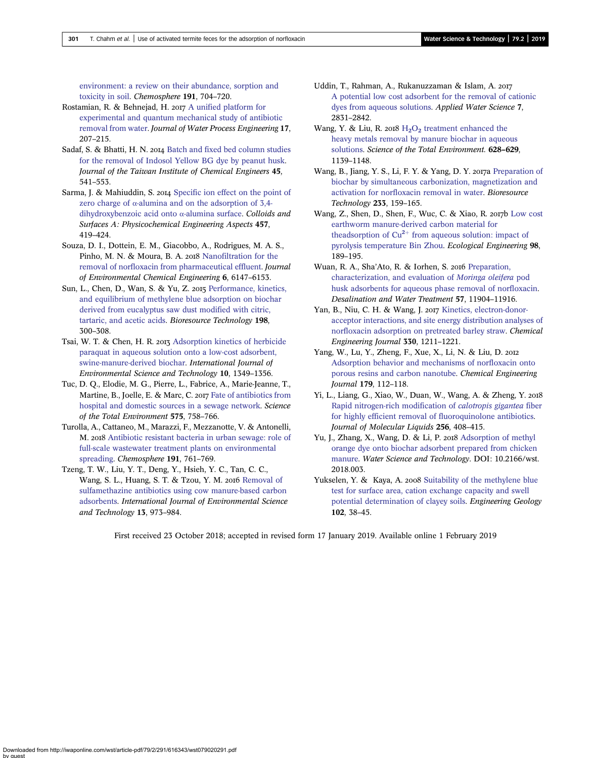environment: a review on their abundance, sorption and toxicity in soil. *Chemosphere* **191**, 704–720.

Rostamian, R. & Behnejad, H. 2017 A unified platform for experimental and quantum mechanical study of antibiotic removal from water. *Journal of Water Process Engineering* **17**, 207–215.

Sadaf, S. & Bhatti, H. N. 2014 Batch and fixed bed column studies for the removal of Indosol Yellow BG dye by peanut husk. *Journal of the Taiwan Institute of Chemical Engineers* **45**, 541–553.

Sarma, J. & Mahiuddin, S. 2014 Specific ion effect on the point of zero charge of α-alumina and on the adsorption of 3,4-dihydroxybenzoic acid onto α-alumina surface. *Colloids and Surfaces A: Physicochemical Engineering Aspects* **457**, 419–424.

Souza, D. I., Dottein, E. M., Giacobbo, A., Rodrigues, M. A. S., Pinho, M. N. & Moura, B. A. 2018 Nanofiltration for the removal of norfloxacin from pharmaceutical effluent. *Journal of Environmental Chemical Engineering* **6**, 6147–6153.

Sun, L., Chen, D., Wan, S. & Yu, Z. 2015 Performance, kinetics, and equilibrium of methylene blue adsorption on biochar derived from eucalyptus saw dust modified with citric, tartaric, and acetic acids. *Bioresource Technology* **198**, 300–308.

Tsai, W. T. & Chen, H. R. 2013 Adsorption kinetics of herbicide paraquat in aqueous solution onto a low-cost adsorbent, swine-manure-derived biochar. *International Journal of Environmental Science and Technology* **10**, 1349–1356.

Tuc, D. Q., Elodie, M. G., Pierre, L., Fabrice, A., Marie-Jeanne, T., Martine, B., Joelle, E. & Marc, C. 2017 Fate of antibiotics from hospital and domestic sources in a sewage network. *Science of the Total Environment* **575**, 758–766.

Turolla, A., Cattaneo, M., Marazzi, F., Mezzanotte, V. & Antonelli, M. 2018 Antibiotic resistant bacteria in urban sewage: role of full-scale wastewater treatment plants on environmental spreading. *Chemosphere* **191**, 761–769.

Tzeng, T. W., Liu, Y. T., Deng, Y., Hsieh, Y. C., Tan, C. C., Wang, S. L., Huang, S. T. & Tzou, Y. M. 2016 Removal of sulfamethazine antibiotics using cow manure-based carbon adsorbents. *International Journal of Environmental Science and Technology* **13**, 973–984.

Uddin, T., Rahman, A., Rukanuzzaman & Islam, A. 2017 A potential low cost adsorbent for the removal of cationic dyes from aqueous solutions. *Applied Water Science* **7**, 2831–2842.

Wang, Y. & Liu, R. 2018 $H_2O_2$ treatment enhanced the heavy metals removal by manure biochar in aqueous solutions. *Science of the Total Environment*. **628–629**, 1139–1148.

Wang, B., Jiang, Y. S., Li, F. Y. & Yang, D. Y. 2017a Preparation of biochar by simultaneous carbonization, magnetization and activation for norfloxacin removal in water. *Bioresource Technology* **233**, 159–165.

Wang, Z., Shen, D., Shen, F., Wuc, C. & Xiao, R. 2017b Low cost earthworm manure-derived carbon material for theadsorption of $Cu^{2+}$ from aqueous solution: impact of pyrolysis temperature Bin Zhou. *Ecological Engineering* **98**, 189–195.

Wuan, R. A., Sha'Ato, R. & Iorhen, S. 2016 Preparation, characterization, and evaluation of *Moringa oleifera* pod husk adsorbents for aqueous phase removal of norfloxacin. *Desalination and Water Treatment* **57**, 11904–11916.

Yan, B., Niu, C. H. & Wang, J. 2017 Kinetics, electron-donor-acceptor interactions, and site energy distribution analyses of norfloxacin adsorption on pretreated barley straw. *Chemical Engineering Journal* **330**, 1211–1221.

Yang, W., Lu, Y., Zheng, F., Xue, X., Li, N. & Liu, D. 2012 Adsorption behavior and mechanisms of norfloxacin onto porous resins and carbon nanotube. *Chemical Engineering Journal* **179**, 112–118.

Yi, L., Liang, G., Xiao, W., Duan, W., Wang, A. & Zheng, Y. 2018 Rapid nitrogen-rich modification of *calotropis gigantea* fiber for highly efficient removal of fluoroquinolone antibiotics. *Journal of Molecular Liquids* **256**, 408–415.

Yu, J., Zhang, X., Wang, D. & Li, P. 2018 Adsorption of methyl orange dye onto biochar adsorbent prepared from chicken manure. *Water Science and Technology*. DOI: 10.2166/wst.2018.003.

Yukselen, Y. & Kaya, A. 2008 Suitability of the methylene blue test for surface area, cation exchange capacity and swell potential determination of clayey soils. *Engineering Geology* **102**, 38–45.

First received 23 October 2018; accepted in revised form 17 January 2019. Available online 1 February 2019